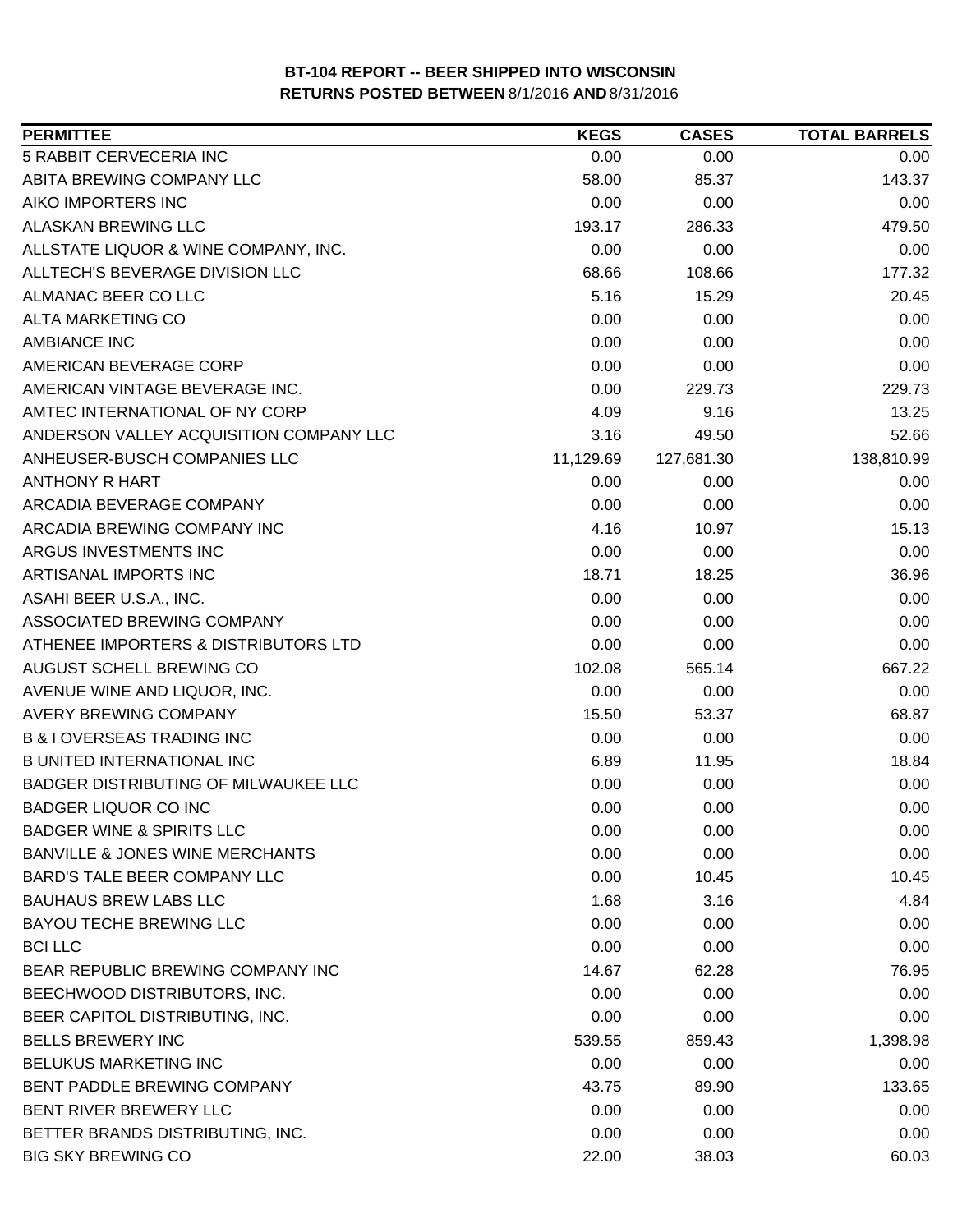**BT-104 REPORT -- BEER SHIPPED INTO WISCONSIN**
**RETURNS POSTED BETWEEN 8/1/2016 AND 8/31/2016**

| PERMITTEE | KEGS | CASES | TOTAL BARRELS |
|---|---|---|---|
| 5 RABBIT CERVECERIA INC | 0.00 | 0.00 | 0.00 |
| ABITA BREWING COMPANY LLC | 58.00 | 85.37 | 143.37 |
| AIKO IMPORTERS INC | 0.00 | 0.00 | 0.00 |
| ALASKAN BREWING LLC | 193.17 | 286.33 | 479.50 |
| ALLSTATE LIQUOR & WINE COMPANY, INC. | 0.00 | 0.00 | 0.00 |
| ALLTECH'S BEVERAGE DIVISION LLC | 68.66 | 108.66 | 177.32 |
| ALMANAC BEER CO LLC | 5.16 | 15.29 | 20.45 |
| ALTA MARKETING CO | 0.00 | 0.00 | 0.00 |
| AMBIANCE INC | 0.00 | 0.00 | 0.00 |
| AMERICAN BEVERAGE CORP | 0.00 | 0.00 | 0.00 |
| AMERICAN VINTAGE BEVERAGE INC. | 0.00 | 229.73 | 229.73 |
| AMTEC INTERNATIONAL OF NY CORP | 4.09 | 9.16 | 13.25 |
| ANDERSON VALLEY ACQUISITION COMPANY LLC | 3.16 | 49.50 | 52.66 |
| ANHEUSER-BUSCH COMPANIES LLC | 11,129.69 | 127,681.30 | 138,810.99 |
| ANTHONY R HART | 0.00 | 0.00 | 0.00 |
| ARCADIA BEVERAGE COMPANY | 0.00 | 0.00 | 0.00 |
| ARCADIA BREWING COMPANY INC | 4.16 | 10.97 | 15.13 |
| ARGUS INVESTMENTS INC | 0.00 | 0.00 | 0.00 |
| ARTISANAL IMPORTS INC | 18.71 | 18.25 | 36.96 |
| ASAHI BEER U.S.A., INC. | 0.00 | 0.00 | 0.00 |
| ASSOCIATED BREWING COMPANY | 0.00 | 0.00 | 0.00 |
| ATHENEE IMPORTERS & DISTRIBUTORS LTD | 0.00 | 0.00 | 0.00 |
| AUGUST SCHELL BREWING CO | 102.08 | 565.14 | 667.22 |
| AVENUE WINE AND LIQUOR, INC. | 0.00 | 0.00 | 0.00 |
| AVERY BREWING COMPANY | 15.50 | 53.37 | 68.87 |
| B & I OVERSEAS TRADING INC | 0.00 | 0.00 | 0.00 |
| B UNITED INTERNATIONAL INC | 6.89 | 11.95 | 18.84 |
| BADGER DISTRIBUTING OF MILWAUKEE LLC | 0.00 | 0.00 | 0.00 |
| BADGER LIQUOR CO INC | 0.00 | 0.00 | 0.00 |
| BADGER WINE & SPIRITS LLC | 0.00 | 0.00 | 0.00 |
| BANVILLE & JONES WINE MERCHANTS | 0.00 | 0.00 | 0.00 |
| BARD'S TALE BEER COMPANY LLC | 0.00 | 10.45 | 10.45 |
| BAUHAUS BREW LABS LLC | 1.68 | 3.16 | 4.84 |
| BAYOU TECHE BREWING LLC | 0.00 | 0.00 | 0.00 |
| BCI LLC | 0.00 | 0.00 | 0.00 |
| BEAR REPUBLIC BREWING COMPANY INC | 14.67 | 62.28 | 76.95 |
| BEECHWOOD DISTRIBUTORS, INC. | 0.00 | 0.00 | 0.00 |
| BEER CAPITOL DISTRIBUTING, INC. | 0.00 | 0.00 | 0.00 |
| BELLS BREWERY INC | 539.55 | 859.43 | 1,398.98 |
| BELUKUS MARKETING INC | 0.00 | 0.00 | 0.00 |
| BENT PADDLE BREWING COMPANY | 43.75 | 89.90 | 133.65 |
| BENT RIVER BREWERY LLC | 0.00 | 0.00 | 0.00 |
| BETTER BRANDS DISTRIBUTING, INC. | 0.00 | 0.00 | 0.00 |
| BIG SKY BREWING CO | 22.00 | 38.03 | 60.03 |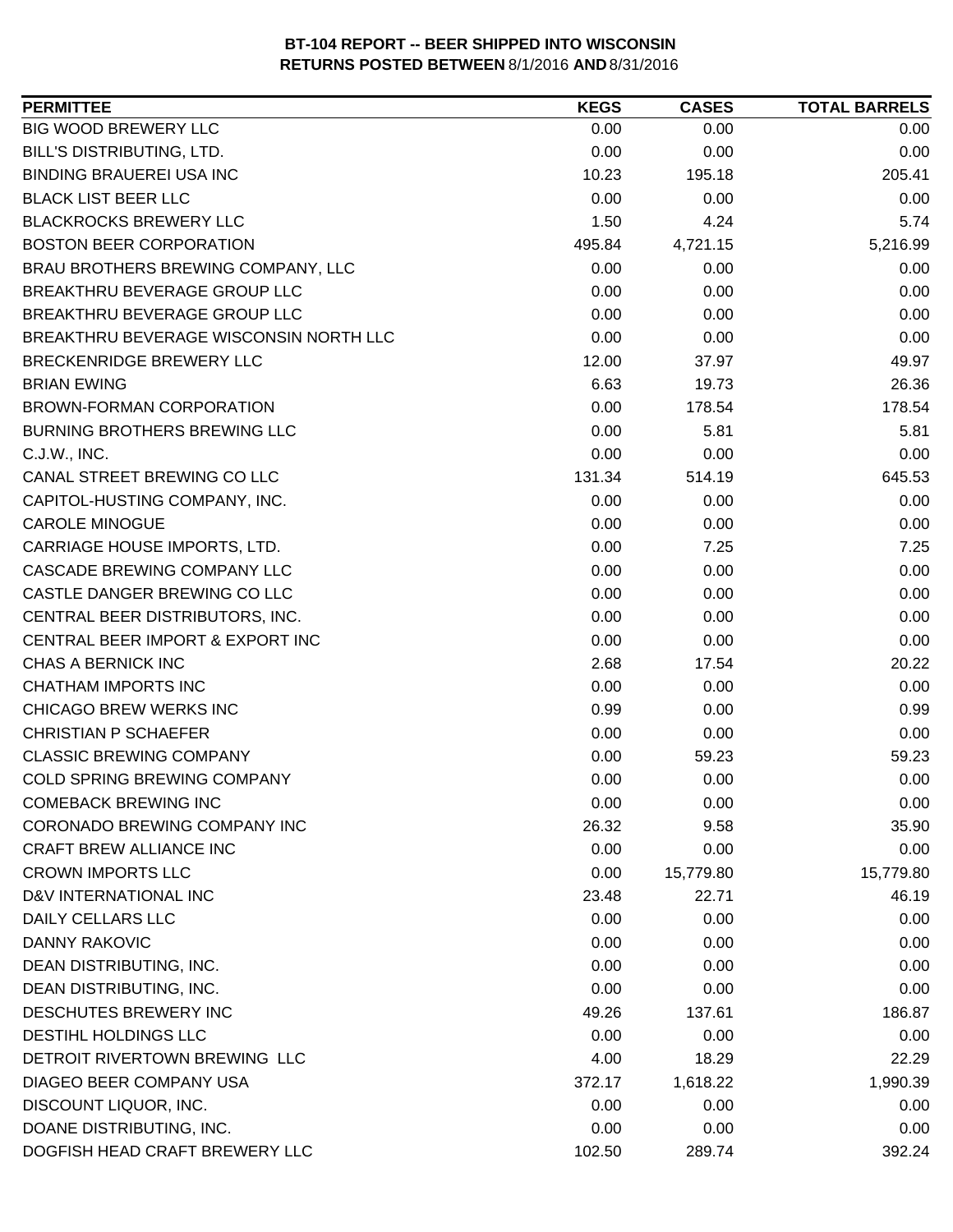**BT-104 REPORT -- BEER SHIPPED INTO WISCONSIN**
**RETURNS POSTED BETWEEN 8/1/2016 AND 8/31/2016**

| PERMITTEE | KEGS | CASES | TOTAL BARRELS |
|---|---|---|---|
| BIG WOOD BREWERY LLC | 0.00 | 0.00 | 0.00 |
| BILL'S DISTRIBUTING, LTD. | 0.00 | 0.00 | 0.00 |
| BINDING BRAUEREI USA INC | 10.23 | 195.18 | 205.41 |
| BLACK LIST BEER LLC | 0.00 | 0.00 | 0.00 |
| BLACKROCKS BREWERY LLC | 1.50 | 4.24 | 5.74 |
| BOSTON BEER CORPORATION | 495.84 | 4,721.15 | 5,216.99 |
| BRAU BROTHERS BREWING COMPANY, LLC | 0.00 | 0.00 | 0.00 |
| BREAKTHRU BEVERAGE GROUP LLC | 0.00 | 0.00 | 0.00 |
| BREAKTHRU BEVERAGE GROUP LLC | 0.00 | 0.00 | 0.00 |
| BREAKTHRU BEVERAGE WISCONSIN NORTH LLC | 0.00 | 0.00 | 0.00 |
| BRECKENRIDGE BREWERY LLC | 12.00 | 37.97 | 49.97 |
| BRIAN EWING | 6.63 | 19.73 | 26.36 |
| BROWN-FORMAN CORPORATION | 0.00 | 178.54 | 178.54 |
| BURNING BROTHERS BREWING LLC | 0.00 | 5.81 | 5.81 |
| C.J.W., INC. | 0.00 | 0.00 | 0.00 |
| CANAL STREET BREWING CO LLC | 131.34 | 514.19 | 645.53 |
| CAPITOL-HUSTING COMPANY, INC. | 0.00 | 0.00 | 0.00 |
| CAROLE MINOGUE | 0.00 | 0.00 | 0.00 |
| CARRIAGE HOUSE IMPORTS, LTD. | 0.00 | 7.25 | 7.25 |
| CASCADE BREWING COMPANY LLC | 0.00 | 0.00 | 0.00 |
| CASTLE DANGER BREWING CO LLC | 0.00 | 0.00 | 0.00 |
| CENTRAL BEER DISTRIBUTORS, INC. | 0.00 | 0.00 | 0.00 |
| CENTRAL BEER IMPORT & EXPORT INC | 0.00 | 0.00 | 0.00 |
| CHAS A BERNICK INC | 2.68 | 17.54 | 20.22 |
| CHATHAM IMPORTS INC | 0.00 | 0.00 | 0.00 |
| CHICAGO BREW WERKS INC | 0.99 | 0.00 | 0.99 |
| CHRISTIAN P SCHAEFER | 0.00 | 0.00 | 0.00 |
| CLASSIC BREWING COMPANY | 0.00 | 59.23 | 59.23 |
| COLD SPRING BREWING COMPANY | 0.00 | 0.00 | 0.00 |
| COMEBACK BREWING INC | 0.00 | 0.00 | 0.00 |
| CORONADO BREWING COMPANY INC | 26.32 | 9.58 | 35.90 |
| CRAFT BREW ALLIANCE INC | 0.00 | 0.00 | 0.00 |
| CROWN IMPORTS LLC | 0.00 | 15,779.80 | 15,779.80 |
| D&V INTERNATIONAL INC | 23.48 | 22.71 | 46.19 |
| DAILY CELLARS LLC | 0.00 | 0.00 | 0.00 |
| DANNY RAKOVIC | 0.00 | 0.00 | 0.00 |
| DEAN DISTRIBUTING, INC. | 0.00 | 0.00 | 0.00 |
| DEAN DISTRIBUTING, INC. | 0.00 | 0.00 | 0.00 |
| DESCHUTES BREWERY INC | 49.26 | 137.61 | 186.87 |
| DESTIHL HOLDINGS LLC | 0.00 | 0.00 | 0.00 |
| DETROIT RIVERTOWN BREWING LLC | 4.00 | 18.29 | 22.29 |
| DIAGEO BEER COMPANY USA | 372.17 | 1,618.22 | 1,990.39 |
| DISCOUNT LIQUOR, INC. | 0.00 | 0.00 | 0.00 |
| DOANE DISTRIBUTING, INC. | 0.00 | 0.00 | 0.00 |
| DOGFISH HEAD CRAFT BREWERY LLC | 102.50 | 289.74 | 392.24 |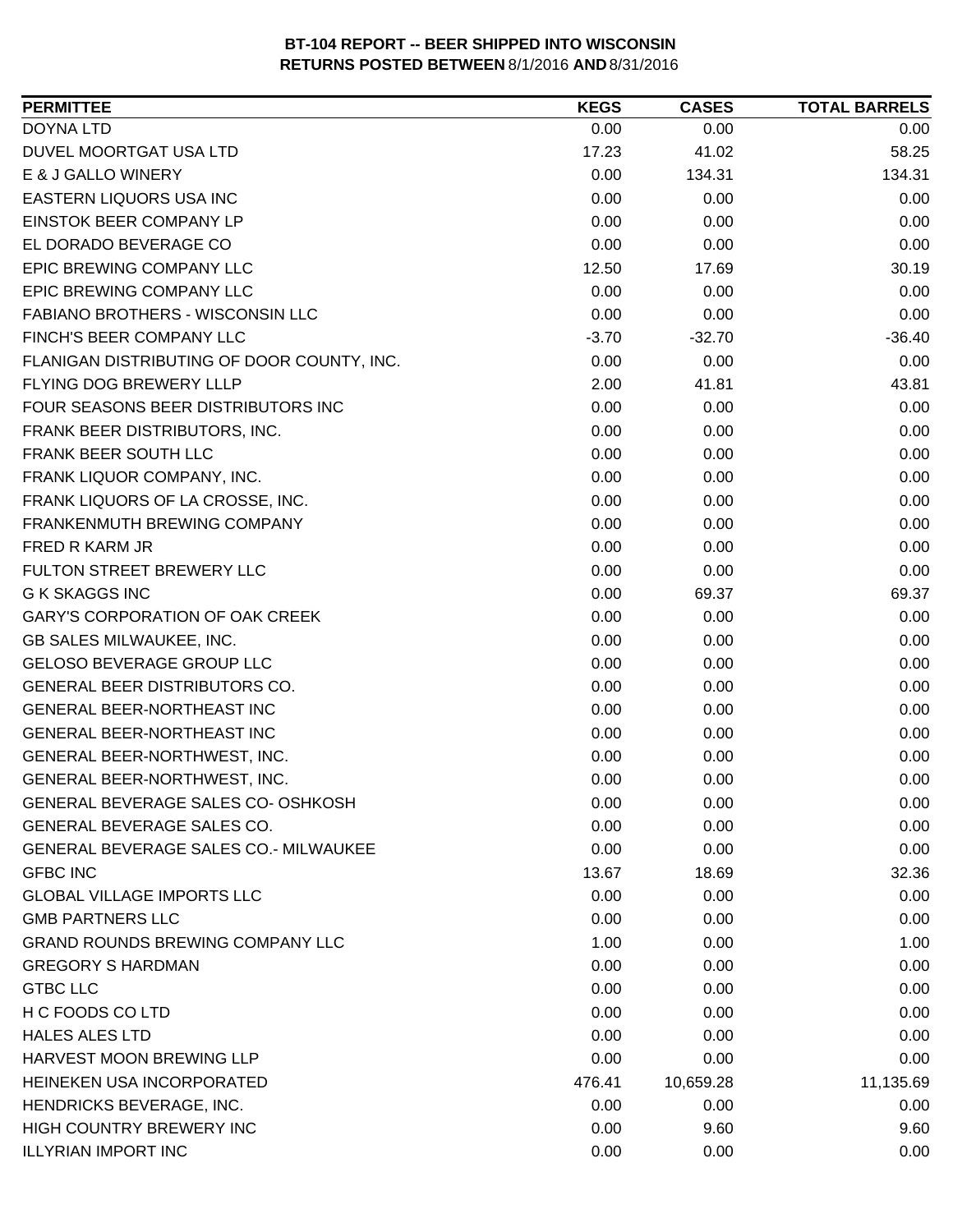**BT-104 REPORT -- BEER SHIPPED INTO WISCONSIN**
**RETURNS POSTED BETWEEN 8/1/2016 AND 8/31/2016**

| PERMITTEE | KEGS | CASES | TOTAL BARRELS |
|---|---|---|---|
| DOYNA LTD | 0.00 | 0.00 | 0.00 |
| DUVEL MOORTGAT USA LTD | 17.23 | 41.02 | 58.25 |
| E & J GALLO WINERY | 0.00 | 134.31 | 134.31 |
| EASTERN LIQUORS USA INC | 0.00 | 0.00 | 0.00 |
| EINSTOK BEER COMPANY LP | 0.00 | 0.00 | 0.00 |
| EL DORADO BEVERAGE CO | 0.00 | 0.00 | 0.00 |
| EPIC BREWING COMPANY LLC | 12.50 | 17.69 | 30.19 |
| EPIC BREWING COMPANY LLC | 0.00 | 0.00 | 0.00 |
| FABIANO BROTHERS - WISCONSIN LLC | 0.00 | 0.00 | 0.00 |
| FINCH'S BEER COMPANY LLC | -3.70 | -32.70 | -36.40 |
| FLANIGAN DISTRIBUTING OF DOOR COUNTY, INC. | 0.00 | 0.00 | 0.00 |
| FLYING DOG BREWERY LLLP | 2.00 | 41.81 | 43.81 |
| FOUR SEASONS BEER DISTRIBUTORS INC | 0.00 | 0.00 | 0.00 |
| FRANK BEER DISTRIBUTORS, INC. | 0.00 | 0.00 | 0.00 |
| FRANK BEER SOUTH LLC | 0.00 | 0.00 | 0.00 |
| FRANK LIQUOR COMPANY, INC. | 0.00 | 0.00 | 0.00 |
| FRANK LIQUORS OF LA CROSSE, INC. | 0.00 | 0.00 | 0.00 |
| FRANKENMUTH BREWING COMPANY | 0.00 | 0.00 | 0.00 |
| FRED R KARM JR | 0.00 | 0.00 | 0.00 |
| FULTON STREET BREWERY LLC | 0.00 | 0.00 | 0.00 |
| G K SKAGGS INC | 0.00 | 69.37 | 69.37 |
| GARY'S CORPORATION OF OAK CREEK | 0.00 | 0.00 | 0.00 |
| GB SALES MILWAUKEE, INC. | 0.00 | 0.00 | 0.00 |
| GELOSO BEVERAGE GROUP LLC | 0.00 | 0.00 | 0.00 |
| GENERAL BEER DISTRIBUTORS CO. | 0.00 | 0.00 | 0.00 |
| GENERAL BEER-NORTHEAST INC | 0.00 | 0.00 | 0.00 |
| GENERAL BEER-NORTHEAST INC | 0.00 | 0.00 | 0.00 |
| GENERAL BEER-NORTHWEST, INC. | 0.00 | 0.00 | 0.00 |
| GENERAL BEER-NORTHWEST, INC. | 0.00 | 0.00 | 0.00 |
| GENERAL BEVERAGE SALES CO- OSHKOSH | 0.00 | 0.00 | 0.00 |
| GENERAL BEVERAGE SALES CO. | 0.00 | 0.00 | 0.00 |
| GENERAL BEVERAGE SALES CO.- MILWAUKEE | 0.00 | 0.00 | 0.00 |
| GFBC INC | 13.67 | 18.69 | 32.36 |
| GLOBAL VILLAGE IMPORTS LLC | 0.00 | 0.00 | 0.00 |
| GMB PARTNERS LLC | 0.00 | 0.00 | 0.00 |
| GRAND ROUNDS BREWING COMPANY LLC | 1.00 | 0.00 | 1.00 |
| GREGORY S HARDMAN | 0.00 | 0.00 | 0.00 |
| GTBC LLC | 0.00 | 0.00 | 0.00 |
| H C FOODS CO LTD | 0.00 | 0.00 | 0.00 |
| HALES ALES LTD | 0.00 | 0.00 | 0.00 |
| HARVEST MOON BREWING LLP | 0.00 | 0.00 | 0.00 |
| HEINEKEN USA INCORPORATED | 476.41 | 10,659.28 | 11,135.69 |
| HENDRICKS BEVERAGE, INC. | 0.00 | 0.00 | 0.00 |
| HIGH COUNTRY BREWERY INC | 0.00 | 9.60 | 9.60 |
| ILLYRIAN IMPORT INC | 0.00 | 0.00 | 0.00 |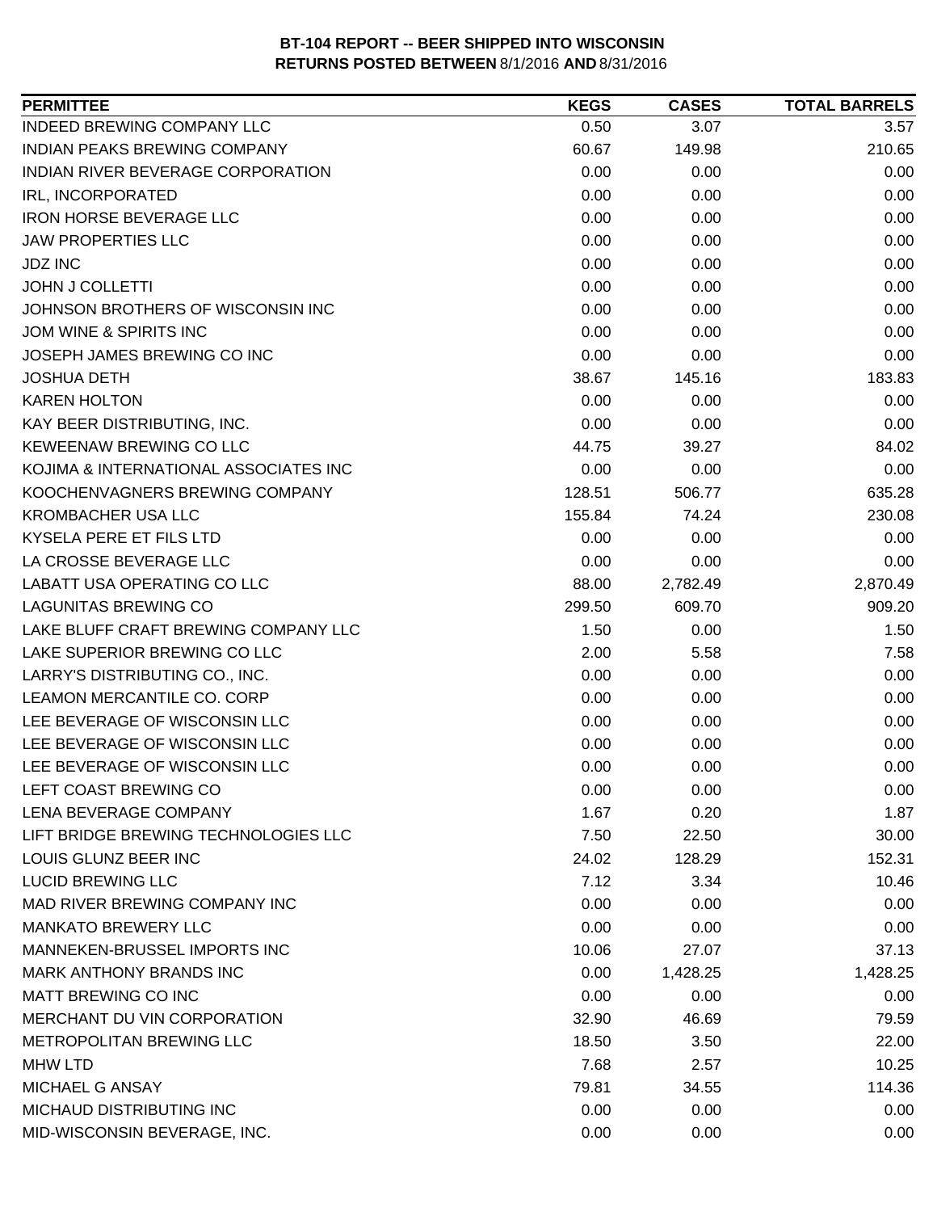**BT-104 REPORT -- BEER SHIPPED INTO WISCONSIN**
**RETURNS POSTED BETWEEN** 8/1/2016 **AND** 8/31/2016

| PERMITTEE | KEGS | CASES | TOTAL BARRELS |
|---|---|---|---|
| INDEED BREWING COMPANY LLC | 0.50 | 3.07 | 3.57 |
| INDIAN PEAKS BREWING COMPANY | 60.67 | 149.98 | 210.65 |
| INDIAN RIVER BEVERAGE CORPORATION | 0.00 | 0.00 | 0.00 |
| IRL, INCORPORATED | 0.00 | 0.00 | 0.00 |
| IRON HORSE BEVERAGE LLC | 0.00 | 0.00 | 0.00 |
| JAW PROPERTIES LLC | 0.00 | 0.00 | 0.00 |
| JDZ INC | 0.00 | 0.00 | 0.00 |
| JOHN J COLLETTI | 0.00 | 0.00 | 0.00 |
| JOHNSON BROTHERS OF WISCONSIN INC | 0.00 | 0.00 | 0.00 |
| JOM WINE & SPIRITS INC | 0.00 | 0.00 | 0.00 |
| JOSEPH JAMES BREWING CO INC | 0.00 | 0.00 | 0.00 |
| JOSHUA DETH | 38.67 | 145.16 | 183.83 |
| KAREN HOLTON | 0.00 | 0.00 | 0.00 |
| KAY BEER DISTRIBUTING, INC. | 0.00 | 0.00 | 0.00 |
| KEWEENAW BREWING CO LLC | 44.75 | 39.27 | 84.02 |
| KOJIMA & INTERNATIONAL ASSOCIATES INC | 0.00 | 0.00 | 0.00 |
| KOOCHENVAGNERS BREWING COMPANY | 128.51 | 506.77 | 635.28 |
| KROMBACHER USA LLC | 155.84 | 74.24 | 230.08 |
| KYSELA PERE ET FILS LTD | 0.00 | 0.00 | 0.00 |
| LA CROSSE BEVERAGE LLC | 0.00 | 0.00 | 0.00 |
| LABATT USA OPERATING CO LLC | 88.00 | 2,782.49 | 2,870.49 |
| LAGUNITAS BREWING CO | 299.50 | 609.70 | 909.20 |
| LAKE BLUFF CRAFT BREWING COMPANY LLC | 1.50 | 0.00 | 1.50 |
| LAKE SUPERIOR BREWING CO LLC | 2.00 | 5.58 | 7.58 |
| LARRY'S DISTRIBUTING CO., INC. | 0.00 | 0.00 | 0.00 |
| LEAMON MERCANTILE CO. CORP | 0.00 | 0.00 | 0.00 |
| LEE BEVERAGE OF WISCONSIN LLC | 0.00 | 0.00 | 0.00 |
| LEE BEVERAGE OF WISCONSIN LLC | 0.00 | 0.00 | 0.00 |
| LEE BEVERAGE OF WISCONSIN LLC | 0.00 | 0.00 | 0.00 |
| LEFT COAST BREWING CO | 0.00 | 0.00 | 0.00 |
| LENA BEVERAGE COMPANY | 1.67 | 0.20 | 1.87 |
| LIFT BRIDGE BREWING TECHNOLOGIES LLC | 7.50 | 22.50 | 30.00 |
| LOUIS GLUNZ BEER INC | 24.02 | 128.29 | 152.31 |
| LUCID BREWING LLC | 7.12 | 3.34 | 10.46 |
| MAD RIVER BREWING COMPANY INC | 0.00 | 0.00 | 0.00 |
| MANKATO BREWERY LLC | 0.00 | 0.00 | 0.00 |
| MANNEKEN-BRUSSEL IMPORTS INC | 10.06 | 27.07 | 37.13 |
| MARK ANTHONY BRANDS INC | 0.00 | 1,428.25 | 1,428.25 |
| MATT BREWING CO INC | 0.00 | 0.00 | 0.00 |
| MERCHANT DU VIN CORPORATION | 32.90 | 46.69 | 79.59 |
| METROPOLITAN BREWING LLC | 18.50 | 3.50 | 22.00 |
| MHW LTD | 7.68 | 2.57 | 10.25 |
| MICHAEL G ANSAY | 79.81 | 34.55 | 114.36 |
| MICHAUD DISTRIBUTING INC | 0.00 | 0.00 | 0.00 |
| MID-WISCONSIN BEVERAGE, INC. | 0.00 | 0.00 | 0.00 |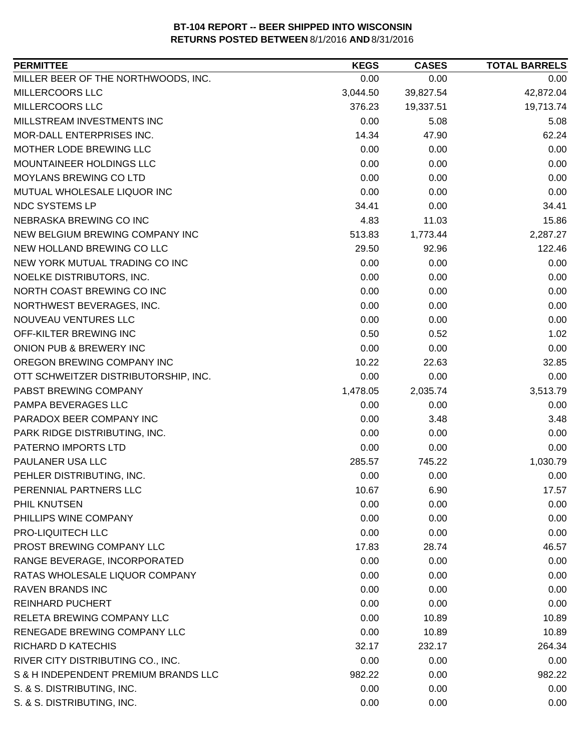**BT-104 REPORT -- BEER SHIPPED INTO WISCONSIN**
**RETURNS POSTED BETWEEN 8/1/2016 AND 8/31/2016**

| PERMITTEE | KEGS | CASES | TOTAL BARRELS |
|---|---|---|---|
| MILLER BEER OF THE NORTHWOODS, INC. | 0.00 | 0.00 | 0.00 |
| MILLERCOORS LLC | 3,044.50 | 39,827.54 | 42,872.04 |
| MILLERCOORS LLC | 376.23 | 19,337.51 | 19,713.74 |
| MILLSTREAM INVESTMENTS INC | 0.00 | 5.08 | 5.08 |
| MOR-DALL ENTERPRISES INC. | 14.34 | 47.90 | 62.24 |
| MOTHER LODE BREWING LLC | 0.00 | 0.00 | 0.00 |
| MOUNTAINEER HOLDINGS LLC | 0.00 | 0.00 | 0.00 |
| MOYLANS BREWING CO LTD | 0.00 | 0.00 | 0.00 |
| MUTUAL WHOLESALE LIQUOR INC | 0.00 | 0.00 | 0.00 |
| NDC SYSTEMS LP | 34.41 | 0.00 | 34.41 |
| NEBRASKA BREWING CO INC | 4.83 | 11.03 | 15.86 |
| NEW BELGIUM BREWING COMPANY INC | 513.83 | 1,773.44 | 2,287.27 |
| NEW HOLLAND BREWING CO LLC | 29.50 | 92.96 | 122.46 |
| NEW YORK MUTUAL TRADING CO INC | 0.00 | 0.00 | 0.00 |
| NOELKE DISTRIBUTORS, INC. | 0.00 | 0.00 | 0.00 |
| NORTH COAST BREWING CO INC | 0.00 | 0.00 | 0.00 |
| NORTHWEST BEVERAGES, INC. | 0.00 | 0.00 | 0.00 |
| NOUVEAU VENTURES LLC | 0.00 | 0.00 | 0.00 |
| OFF-KILTER BREWING INC | 0.50 | 0.52 | 1.02 |
| ONION PUB & BREWERY INC | 0.00 | 0.00 | 0.00 |
| OREGON BREWING COMPANY INC | 10.22 | 22.63 | 32.85 |
| OTT SCHWEITZER DISTRIBUTORSHIP, INC. | 0.00 | 0.00 | 0.00 |
| PABST BREWING COMPANY | 1,478.05 | 2,035.74 | 3,513.79 |
| PAMPA BEVERAGES LLC | 0.00 | 0.00 | 0.00 |
| PARADOX BEER COMPANY INC | 0.00 | 3.48 | 3.48 |
| PARK RIDGE DISTRIBUTING, INC. | 0.00 | 0.00 | 0.00 |
| PATERNO IMPORTS LTD | 0.00 | 0.00 | 0.00 |
| PAULANER USA LLC | 285.57 | 745.22 | 1,030.79 |
| PEHLER DISTRIBUTING, INC. | 0.00 | 0.00 | 0.00 |
| PERENNIAL PARTNERS LLC | 10.67 | 6.90 | 17.57 |
| PHIL KNUTSEN | 0.00 | 0.00 | 0.00 |
| PHILLIPS WINE COMPANY | 0.00 | 0.00 | 0.00 |
| PRO-LIQUITECH LLC | 0.00 | 0.00 | 0.00 |
| PROST BREWING COMPANY LLC | 17.83 | 28.74 | 46.57 |
| RANGE BEVERAGE, INCORPORATED | 0.00 | 0.00 | 0.00 |
| RATAS WHOLESALE LIQUOR COMPANY | 0.00 | 0.00 | 0.00 |
| RAVEN BRANDS INC | 0.00 | 0.00 | 0.00 |
| REINHARD PUCHERT | 0.00 | 0.00 | 0.00 |
| RELETA BREWING COMPANY LLC | 0.00 | 10.89 | 10.89 |
| RENEGADE BREWING COMPANY LLC | 0.00 | 10.89 | 10.89 |
| RICHARD D KATECHIS | 32.17 | 232.17 | 264.34 |
| RIVER CITY DISTRIBUTING CO., INC. | 0.00 | 0.00 | 0.00 |
| S & H INDEPENDENT PREMIUM BRANDS LLC | 982.22 | 0.00 | 982.22 |
| S. & S. DISTRIBUTING, INC. | 0.00 | 0.00 | 0.00 |
| S. & S. DISTRIBUTING, INC. | 0.00 | 0.00 | 0.00 |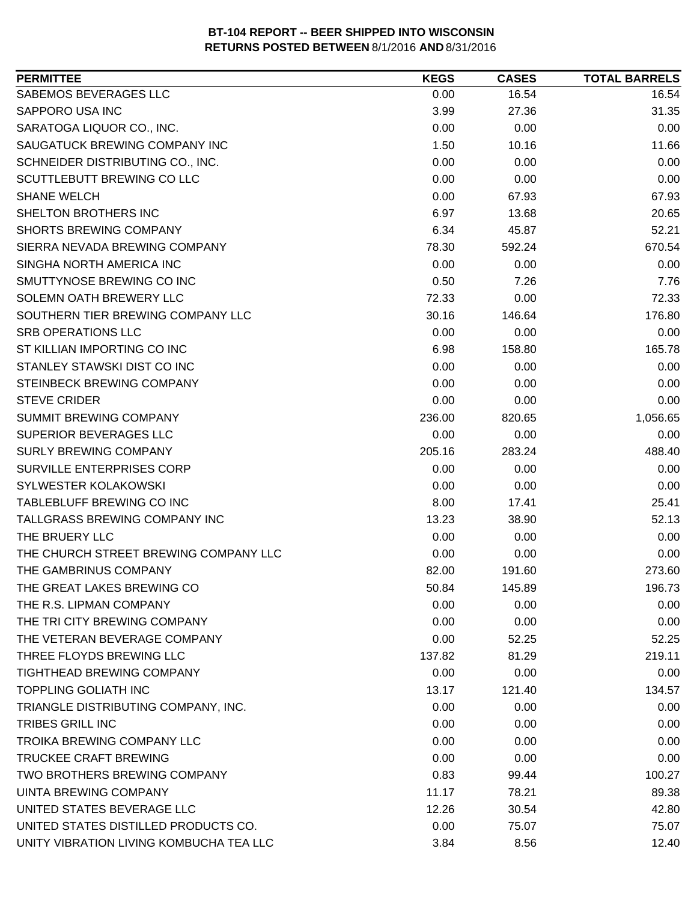**BT-104 REPORT -- BEER SHIPPED INTO WISCONSIN**
**RETURNS POSTED BETWEEN 8/1/2016 AND 8/31/2016**

| PERMITTEE | KEGS | CASES | TOTAL BARRELS |
|---|---|---|---|
| SABEMOS BEVERAGES LLC | 0.00 | 16.54 | 16.54 |
| SAPPORO USA INC | 3.99 | 27.36 | 31.35 |
| SARATOGA LIQUOR CO., INC. | 0.00 | 0.00 | 0.00 |
| SAUGATUCK BREWING COMPANY INC | 1.50 | 10.16 | 11.66 |
| SCHNEIDER DISTRIBUTING CO., INC. | 0.00 | 0.00 | 0.00 |
| SCUTTLEBUTT BREWING CO LLC | 0.00 | 0.00 | 0.00 |
| SHANE WELCH | 0.00 | 67.93 | 67.93 |
| SHELTON BROTHERS INC | 6.97 | 13.68 | 20.65 |
| SHORTS BREWING COMPANY | 6.34 | 45.87 | 52.21 |
| SIERRA NEVADA BREWING COMPANY | 78.30 | 592.24 | 670.54 |
| SINGHA NORTH AMERICA INC | 0.00 | 0.00 | 0.00 |
| SMUTTYNOSE BREWING CO INC | 0.50 | 7.26 | 7.76 |
| SOLEMN OATH BREWERY LLC | 72.33 | 0.00 | 72.33 |
| SOUTHERN TIER BREWING COMPANY LLC | 30.16 | 146.64 | 176.80 |
| SRB OPERATIONS LLC | 0.00 | 0.00 | 0.00 |
| ST KILLIAN IMPORTING CO INC | 6.98 | 158.80 | 165.78 |
| STANLEY STAWSKI DIST CO INC | 0.00 | 0.00 | 0.00 |
| STEINBECK BREWING COMPANY | 0.00 | 0.00 | 0.00 |
| STEVE CRIDER | 0.00 | 0.00 | 0.00 |
| SUMMIT BREWING COMPANY | 236.00 | 820.65 | 1,056.65 |
| SUPERIOR BEVERAGES LLC | 0.00 | 0.00 | 0.00 |
| SURLY BREWING COMPANY | 205.16 | 283.24 | 488.40 |
| SURVILLE ENTERPRISES CORP | 0.00 | 0.00 | 0.00 |
| SYLWESTER KOLAKOWSKI | 0.00 | 0.00 | 0.00 |
| TABLEBLUFF BREWING CO INC | 8.00 | 17.41 | 25.41 |
| TALLGRASS BREWING COMPANY INC | 13.23 | 38.90 | 52.13 |
| THE BRUERY LLC | 0.00 | 0.00 | 0.00 |
| THE CHURCH STREET BREWING COMPANY LLC | 0.00 | 0.00 | 0.00 |
| THE GAMBRINUS COMPANY | 82.00 | 191.60 | 273.60 |
| THE GREAT LAKES BREWING CO | 50.84 | 145.89 | 196.73 |
| THE R.S. LIPMAN COMPANY | 0.00 | 0.00 | 0.00 |
| THE TRI CITY BREWING COMPANY | 0.00 | 0.00 | 0.00 |
| THE VETERAN BEVERAGE COMPANY | 0.00 | 52.25 | 52.25 |
| THREE FLOYDS BREWING LLC | 137.82 | 81.29 | 219.11 |
| TIGHTHEAD BREWING COMPANY | 0.00 | 0.00 | 0.00 |
| TOPPLING GOLIATH INC | 13.17 | 121.40 | 134.57 |
| TRIANGLE DISTRIBUTING COMPANY, INC. | 0.00 | 0.00 | 0.00 |
| TRIBES GRILL INC | 0.00 | 0.00 | 0.00 |
| TROIKA BREWING COMPANY LLC | 0.00 | 0.00 | 0.00 |
| TRUCKEE CRAFT BREWING | 0.00 | 0.00 | 0.00 |
| TWO BROTHERS BREWING COMPANY | 0.83 | 99.44 | 100.27 |
| UINTA BREWING COMPANY | 11.17 | 78.21 | 89.38 |
| UNITED STATES BEVERAGE LLC | 12.26 | 30.54 | 42.80 |
| UNITED STATES DISTILLED PRODUCTS CO. | 0.00 | 75.07 | 75.07 |
| UNITY VIBRATION LIVING KOMBUCHA TEA LLC | 3.84 | 8.56 | 12.40 |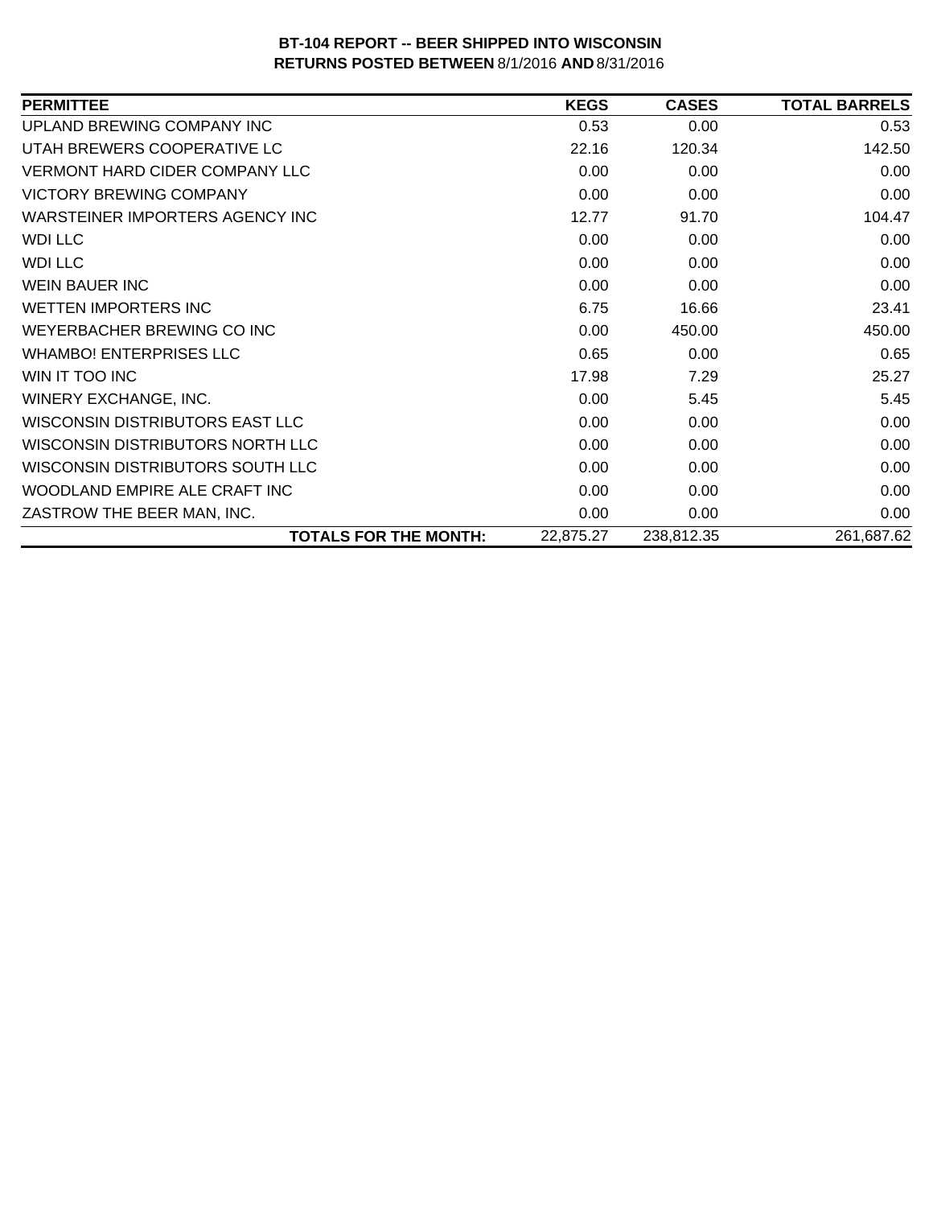**BT-104 REPORT -- BEER SHIPPED INTO WISCONSIN**
**RETURNS POSTED BETWEEN** 8/1/2016 **AND** 8/31/2016

| PERMITTEE | KEGS | CASES | TOTAL BARRELS |
|---|---|---|---|
| UPLAND BREWING COMPANY INC | 0.53 | 0.00 | 0.53 |
| UTAH BREWERS COOPERATIVE LC | 22.16 | 120.34 | 142.50 |
| VERMONT HARD CIDER COMPANY LLC | 0.00 | 0.00 | 0.00 |
| VICTORY BREWING COMPANY | 0.00 | 0.00 | 0.00 |
| WARSTEINER IMPORTERS AGENCY INC | 12.77 | 91.70 | 104.47 |
| WDI LLC | 0.00 | 0.00 | 0.00 |
| WDI LLC | 0.00 | 0.00 | 0.00 |
| WEIN BAUER INC | 0.00 | 0.00 | 0.00 |
| WETTEN IMPORTERS INC | 6.75 | 16.66 | 23.41 |
| WEYERBACHER BREWING CO INC | 0.00 | 450.00 | 450.00 |
| WHAMBO! ENTERPRISES LLC | 0.65 | 0.00 | 0.65 |
| WIN IT TOO INC | 17.98 | 7.29 | 25.27 |
| WINERY EXCHANGE, INC. | 0.00 | 5.45 | 5.45 |
| WISCONSIN DISTRIBUTORS EAST LLC | 0.00 | 0.00 | 0.00 |
| WISCONSIN DISTRIBUTORS NORTH LLC | 0.00 | 0.00 | 0.00 |
| WISCONSIN DISTRIBUTORS SOUTH LLC | 0.00 | 0.00 | 0.00 |
| WOODLAND EMPIRE ALE CRAFT INC | 0.00 | 0.00 | 0.00 |
| ZASTROW THE BEER MAN, INC. | 0.00 | 0.00 | 0.00 |
| **TOTALS FOR THE MONTH:** | 22,875.27 | 238,812.35 | 261,687.62 |